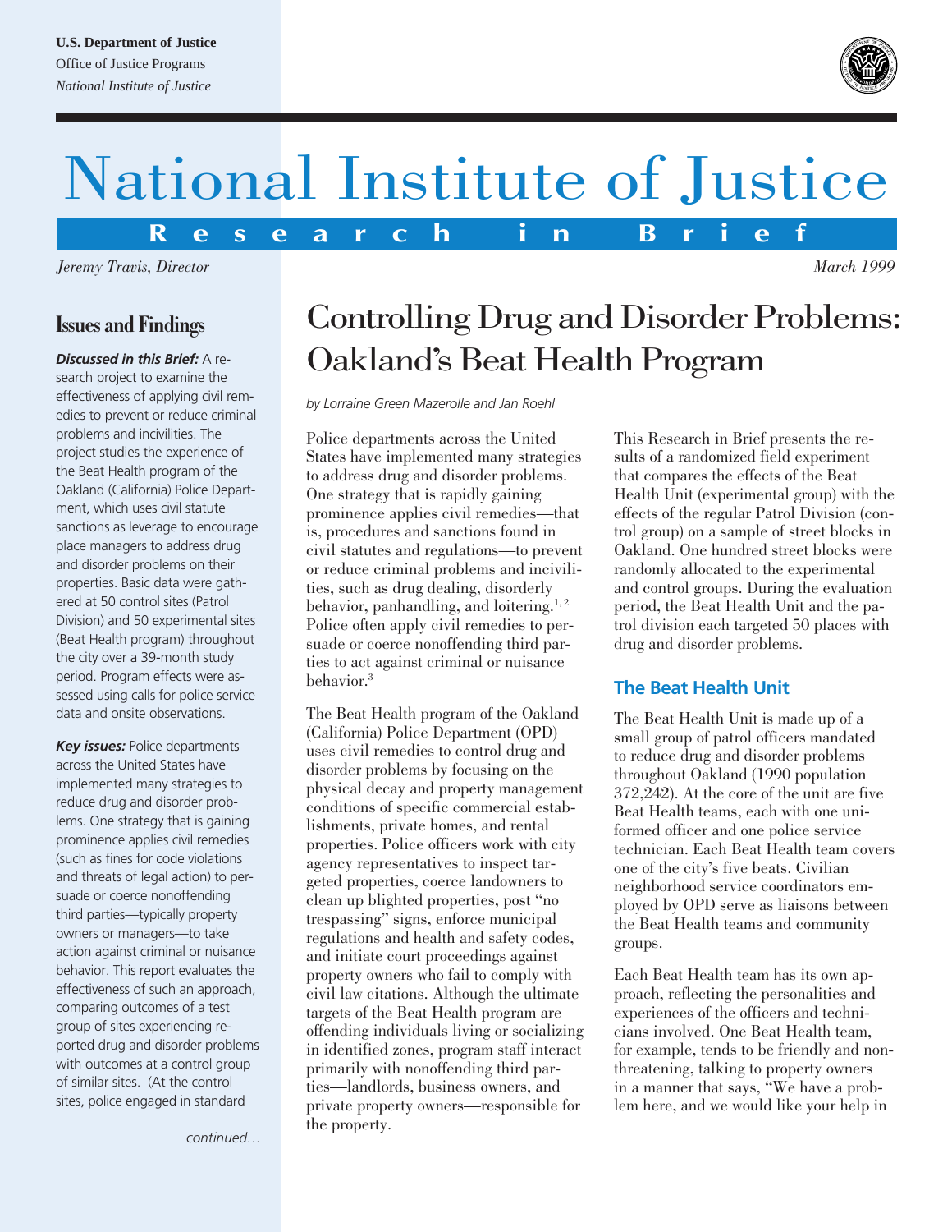U.S. Department of Justice
Office of Justice Programs
*National Institute of Justice*

# National Institute of Justice

**Research in Brief**

*Jeremy Travis, Director* *March 1999*

## Issues and Findings

***Discussed in this Brief:*** A research project to examine the effectiveness of applying civil remedies to prevent or reduce criminal problems and incivilities. The project studies the experience of the Beat Health program of the Oakland (California) Police Department, which uses civil statute sanctions as leverage to encourage place managers to address drug and disorder problems on their properties. Basic data were gathered at 50 control sites (Patrol Division) and 50 experimental sites (Beat Health program) throughout the city over a 39-month study period. Program effects were assessed using calls for police service data and onsite observations.

***Key issues:*** Police departments across the United States have implemented many strategies to reduce drug and disorder problems. One strategy that is gaining prominence applies civil remedies (such as fines for code violations and threats of legal action) to persuade or coerce nonoffending third parties—typically property owners or managers—to take action against criminal or nuisance behavior. This report evaluates the effectiveness of such an approach, comparing outcomes of a test group of sites experiencing reported drug and disorder problems with outcomes at a control group of similar sites. (At the control sites, police engaged in standard

*continued…*

# Controlling Drug and Disorder Problems: Oakland's Beat Health Program

*by Lorraine Green Mazerolle and Jan Roehl*

Police departments across the United States have implemented many strategies to address drug and disorder problems. One strategy that is rapidly gaining prominence applies civil remedies—that is, procedures and sanctions found in civil statutes and regulations—to prevent or reduce criminal problems and incivilities, such as drug dealing, disorderly behavior, panhandling, and loitering.[1,2] Police often apply civil remedies to persuade or coerce nonoffending third parties to act against criminal or nuisance behavior.[3]

The Beat Health program of the Oakland (California) Police Department (OPD) uses civil remedies to control drug and disorder problems by focusing on the physical decay and property management conditions of specific commercial establishments, private homes, and rental properties. Police officers work with city agency representatives to inspect targeted properties, coerce landowners to clean up blighted properties, post "no trespassing" signs, enforce municipal regulations and health and safety codes, and initiate court proceedings against property owners who fail to comply with civil law citations. Although the ultimate targets of the Beat Health program are offending individuals living or socializing in identified zones, program staff interact primarily with nonoffending third parties—landlords, business owners, and private property owners—responsible for the property.

This Research in Brief presents the results of a randomized field experiment that compares the effects of the Beat Health Unit (experimental group) with the effects of the regular Patrol Division (control group) on a sample of street blocks in Oakland. One hundred street blocks were randomly allocated to the experimental and control groups. During the evaluation period, the Beat Health Unit and the patrol division each targeted 50 places with drug and disorder problems.

### The Beat Health Unit

The Beat Health Unit is made up of a small group of patrol officers mandated to reduce drug and disorder problems throughout Oakland (1990 population 372,242). At the core of the unit are five Beat Health teams, each with one uniformed officer and one police service technician. Each Beat Health team covers one of the city's five beats. Civilian neighborhood service coordinators employed by OPD serve as liaisons between the Beat Health teams and community groups.

Each Beat Health team has its own approach, reflecting the personalities and experiences of the officers and technicians involved. One Beat Health team, for example, tends to be friendly and nonthreatening, talking to property owners in a manner that says, "We have a problem here, and we would like your help in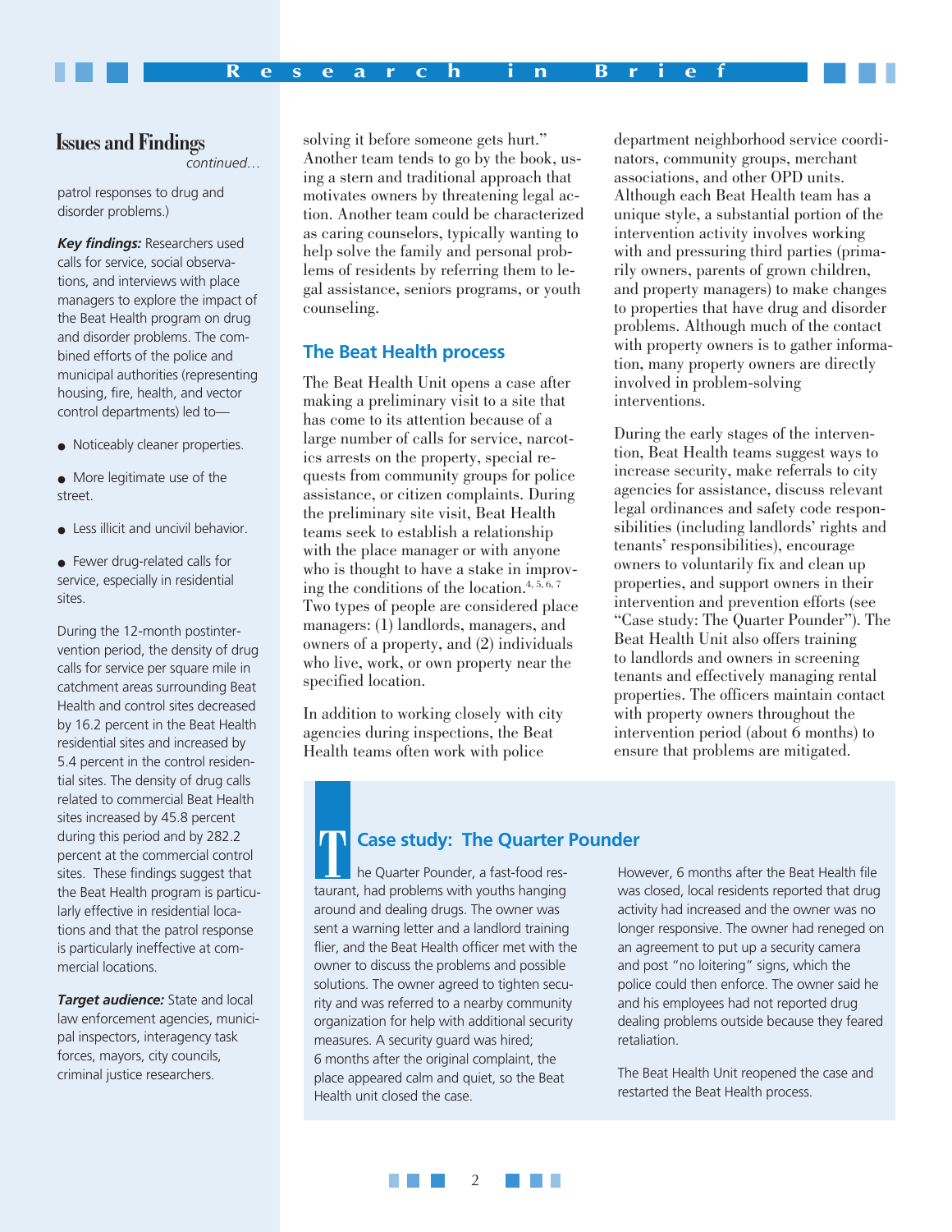## Issues and Findings

*continued…*

patrol responses to drug and disorder problems.)

***Key findings:*** Researchers used calls for service, social observations, and interviews with place managers to explore the impact of the Beat Health program on drug and disorder problems. The combined efforts of the police and municipal authorities (representing housing, fire, health, and vector control departments) led to—

- Noticeably cleaner properties.
- More legitimate use of the street.
- Less illicit and uncivil behavior.
- Fewer drug-related calls for service, especially in residential sites.

During the 12-month postintervention period, the density of drug calls for service per square mile in catchment areas surrounding Beat Health and control sites decreased by 16.2 percent in the Beat Health residential sites and increased by 5.4 percent in the control residential sites. The density of drug calls related to commercial Beat Health sites increased by 45.8 percent during this period and by 282.2 percent at the commercial control sites. These findings suggest that the Beat Health program is particularly effective in residential locations and that the patrol response is particularly ineffective at commercial locations.

***Target audience:*** State and local law enforcement agencies, municipal inspectors, interagency task forces, mayors, city councils, criminal justice researchers.

solving it before someone gets hurt." Another team tends to go by the book, using a stern and traditional approach that motivates owners by threatening legal action. Another team could be characterized as caring counselors, typically wanting to help solve the family and personal problems of residents by referring them to legal assistance, seniors programs, or youth counseling.

## The Beat Health process

The Beat Health Unit opens a case after making a preliminary visit to a site that has come to its attention because of a large number of calls for service, narcotics arrests on the property, special requests from community groups for police assistance, or citizen complaints. During the preliminary site visit, Beat Health teams seek to establish a relationship with the place manager or with anyone who is thought to have a stake in improving the conditions of the location.[4, 5, 6, 7] Two types of people are considered place managers: (1) landlords, managers, and owners of a property, and (2) individuals who live, work, or own property near the specified location.

In addition to working closely with city agencies during inspections, the Beat Health teams often work with police department neighborhood service coordinators, community groups, merchant associations, and other OPD units. Although each Beat Health team has a unique style, a substantial portion of the intervention activity involves working with and pressuring third parties (primarily owners, parents of grown children, and property managers) to make changes to properties that have drug and disorder problems. Although much of the contact with property owners is to gather information, many property owners are directly involved in problem-solving interventions.

During the early stages of the intervention, Beat Health teams suggest ways to increase security, make referrals to city agencies for assistance, discuss relevant legal ordinances and safety code responsibilities (including landlords' rights and tenants' responsibilities), encourage owners to voluntarily fix and clean up properties, and support owners in their intervention and prevention efforts (see "Case study: The Quarter Pounder"). The Beat Health Unit also offers training to landlords and owners in screening tenants and effectively managing rental properties. The officers maintain contact with property owners throughout the intervention period (about 6 months) to ensure that problems are mitigated.

### Case study: The Quarter Pounder

The Quarter Pounder, a fast-food restaurant, had problems with youths hanging around and dealing drugs. The owner was sent a warning letter and a landlord training flier, and the Beat Health officer met with the owner to discuss the problems and possible solutions. The owner agreed to tighten security and was referred to a nearby community organization for help with additional security measures. A security guard was hired; 6 months after the original complaint, the place appeared calm and quiet, so the Beat Health unit closed the case.

However, 6 months after the Beat Health file was closed, local residents reported that drug activity had increased and the owner was no longer responsive. The owner had reneged on an agreement to put up a security camera and post "no loitering" signs, which the police could then enforce. The owner said he and his employees had not reported drug dealing problems outside because they feared retaliation.

The Beat Health Unit reopened the case and restarted the Beat Health process.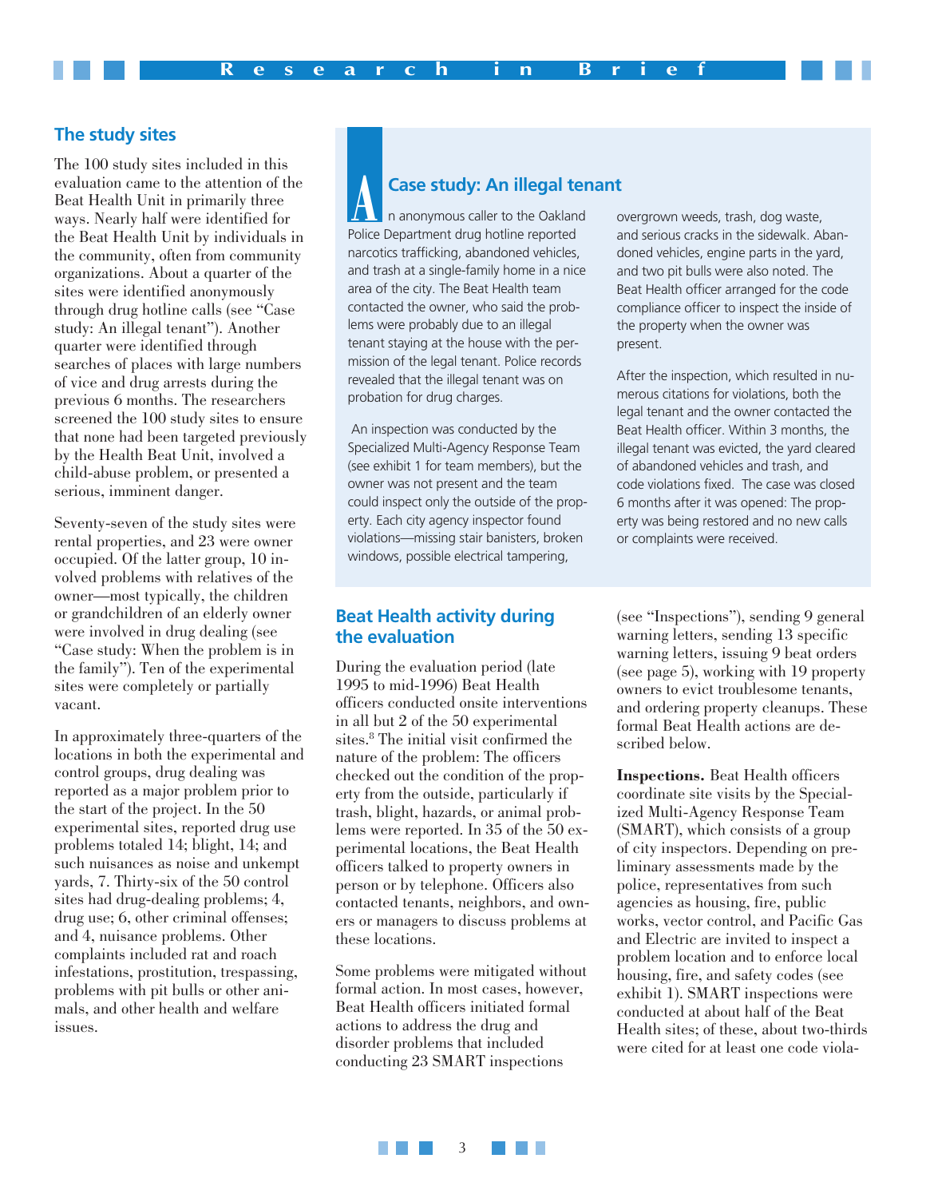## The study sites

The 100 study sites included in this evaluation came to the attention of the Beat Health Unit in primarily three ways. Nearly half were identified for the Beat Health Unit by individuals in the community, often from community organizations. About a quarter of the sites were identified anonymously through drug hotline calls (see "Case study: An illegal tenant"). Another quarter were identified through searches of places with large numbers of vice and drug arrests during the previous 6 months. The researchers screened the 100 study sites to ensure that none had been targeted previously by the Health Beat Unit, involved a child-abuse problem, or presented a serious, imminent danger.

Seventy-seven of the study sites were rental properties, and 23 were owner occupied. Of the latter group, 10 involved problems with relatives of the owner—most typically, the children or grandchildren of an elderly owner were involved in drug dealing (see "Case study: When the problem is in the family"). Ten of the experimental sites were completely or partially vacant.

In approximately three-quarters of the locations in both the experimental and control groups, drug dealing was reported as a major problem prior to the start of the project. In the 50 experimental sites, reported drug use problems totaled 14; blight, 14; and such nuisances as noise and unkempt yards, 7. Thirty-six of the 50 control sites had drug-dealing problems; 4, drug use; 6, other criminal offenses; and 4, nuisance problems. Other complaints included rat and roach infestations, prostitution, trespassing, problems with pit bulls or other animals, and other health and welfare issues.

### Case study: An illegal tenant

An anonymous caller to the Oakland Police Department drug hotline reported narcotics trafficking, abandoned vehicles, and trash at a single-family home in a nice area of the city. The Beat Health team contacted the owner, who said the problems were probably due to an illegal tenant staying at the house with the permission of the legal tenant. Police records revealed that the illegal tenant was on probation for drug charges.

An inspection was conducted by the Specialized Multi-Agency Response Team (see exhibit 1 for team members), but the owner was not present and the team could inspect only the outside of the property. Each city agency inspector found violations—missing stair banisters, broken windows, possible electrical tampering, overgrown weeds, trash, dog waste, and serious cracks in the sidewalk. Abandoned vehicles, engine parts in the yard, and two pit bulls were also noted. The Beat Health officer arranged for the code compliance officer to inspect the inside of the property when the owner was present.

After the inspection, which resulted in numerous citations for violations, both the legal tenant and the owner contacted the Beat Health officer. Within 3 months, the illegal tenant was evicted, the yard cleared of abandoned vehicles and trash, and code violations fixed. The case was closed 6 months after it was opened: The property was being restored and no new calls or complaints were received.

## Beat Health activity during the evaluation

During the evaluation period (late 1995 to mid-1996) Beat Health officers conducted onsite interventions in all but 2 of the 50 experimental sites.[8] The initial visit confirmed the nature of the problem: The officers checked out the condition of the property from the outside, particularly if trash, blight, hazards, or animal problems were reported. In 35 of the 50 experimental locations, the Beat Health officers talked to property owners in person or by telephone. Officers also contacted tenants, neighbors, and owners or managers to discuss problems at these locations.

Some problems were mitigated without formal action. In most cases, however, Beat Health officers initiated formal actions to address the drug and disorder problems that included conducting 23 SMART inspections (see "Inspections"), sending 9 general warning letters, sending 13 specific warning letters, issuing 9 beat orders (see page 5), working with 19 property owners to evict troublesome tenants, and ordering property cleanups. These formal Beat Health actions are described below.

**Inspections.** Beat Health officers coordinate site visits by the Specialized Multi-Agency Response Team (SMART), which consists of a group of city inspectors. Depending on preliminary assessments made by the police, representatives from such agencies as housing, fire, public works, vector control, and Pacific Gas and Electric are invited to inspect a problem location and to enforce local housing, fire, and safety codes (see exhibit 1). SMART inspections were conducted at about half of the Beat Health sites; of these, about two-thirds were cited for at least one code viola-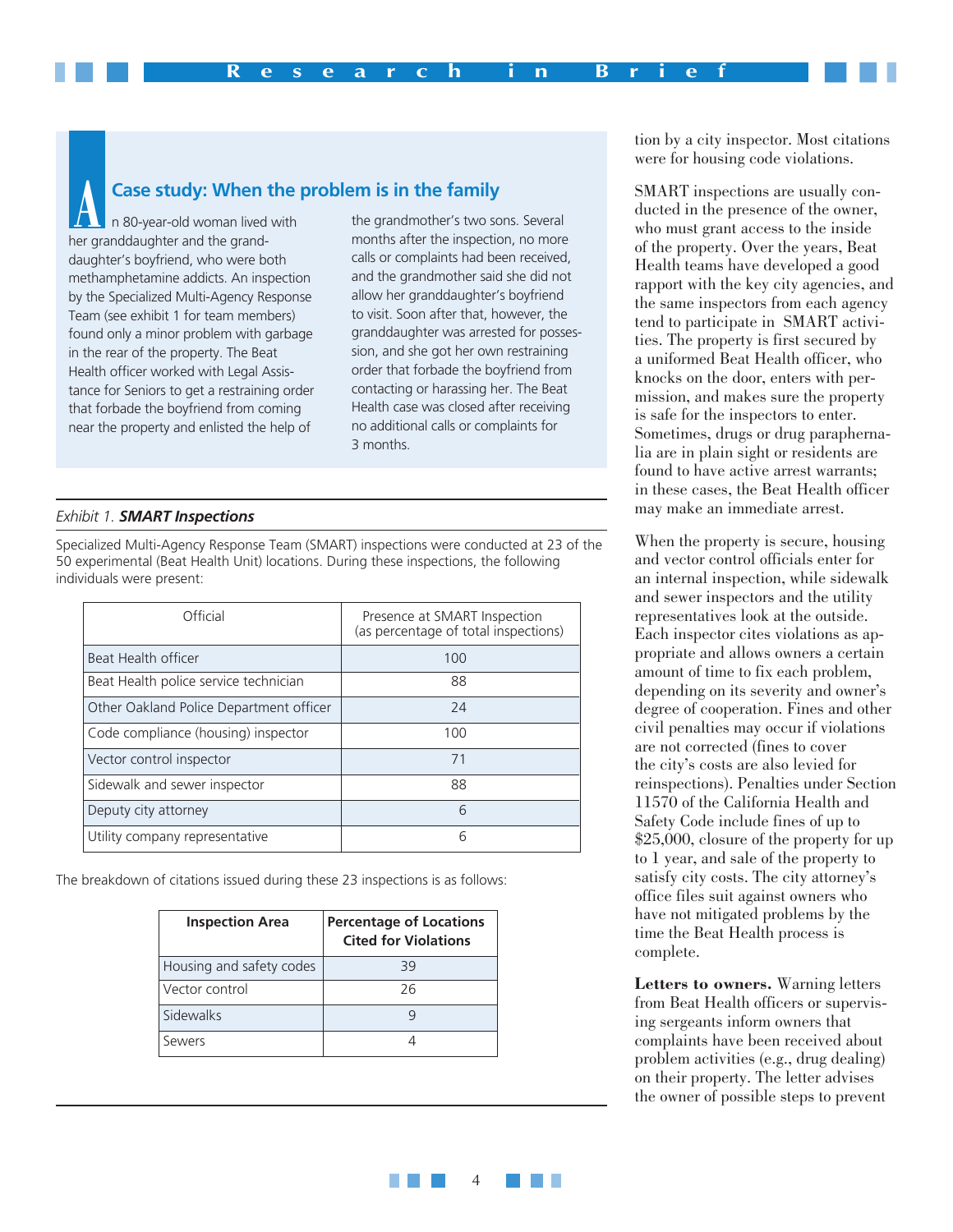## Case study: When the problem is in the family

An 80-year-old woman lived with her granddaughter and the granddaughter's boyfriend, who were both methamphetamine addicts. An inspection by the Specialized Multi-Agency Response Team (see exhibit 1 for team members) found only a minor problem with garbage in the rear of the property. The Beat Health officer worked with Legal Assistance for Seniors to get a restraining order that forbade the boyfriend from coming near the property and enlisted the help of the grandmother's two sons. Several months after the inspection, no more calls or complaints had been received, and the grandmother said she did not allow her granddaughter's boyfriend to visit. Soon after that, however, the granddaughter was arrested for possession, and she got her own restraining order that forbade the boyfriend from contacting or harassing her. The Beat Health case was closed after receiving no additional calls or complaints for 3 months.

*Exhibit 1.* ***SMART Inspections***

Specialized Multi-Agency Response Team (SMART) inspections were conducted at 23 of the 50 experimental (Beat Health Unit) locations. During these inspections, the following individuals were present:

| Official | Presence at SMART Inspection (as percentage of total inspections) |
|---|---|
| Beat Health officer | 100 |
| Beat Health police service technician | 88 |
| Other Oakland Police Department officer | 24 |
| Code compliance (housing) inspector | 100 |
| Vector control inspector | 71 |
| Sidewalk and sewer inspector | 88 |
| Deputy city attorney | 6 |
| Utility company representative | 6 |

The breakdown of citations issued during these 23 inspections is as follows:

| Inspection Area | Percentage of Locations Cited for Violations |
|---|---|
| Housing and safety codes | 39 |
| Vector control | 26 |
| Sidewalks | 9 |
| Sewers | 4 |

tion by a city inspector. Most citations were for housing code violations.

SMART inspections are usually conducted in the presence of the owner, who must grant access to the inside of the property. Over the years, Beat Health teams have developed a good rapport with the key city agencies, and the same inspectors from each agency tend to participate in SMART activities. The property is first secured by a uniformed Beat Health officer, who knocks on the door, enters with permission, and makes sure the property is safe for the inspectors to enter. Sometimes, drugs or drug paraphernalia are in plain sight or residents are found to have active arrest warrants; in these cases, the Beat Health officer may make an immediate arrest.

When the property is secure, housing and vector control officials enter for an internal inspection, while sidewalk and sewer inspectors and the utility representatives look at the outside. Each inspector cites violations as appropriate and allows owners a certain amount of time to fix each problem, depending on its severity and owner's degree of cooperation. Fines and other civil penalties may occur if violations are not corrected (fines to cover the city's costs are also levied for reinspections). Penalties under Section 11570 of the California Health and Safety Code include fines of up to $25,000, closure of the property for up to 1 year, and sale of the property to satisfy city costs. The city attorney's office files suit against owners who have not mitigated problems by the time the Beat Health process is complete.

**Letters to owners.** Warning letters from Beat Health officers or supervising sergeants inform owners that complaints have been received about problem activities (e.g., drug dealing) on their property. The letter advises the owner of possible steps to prevent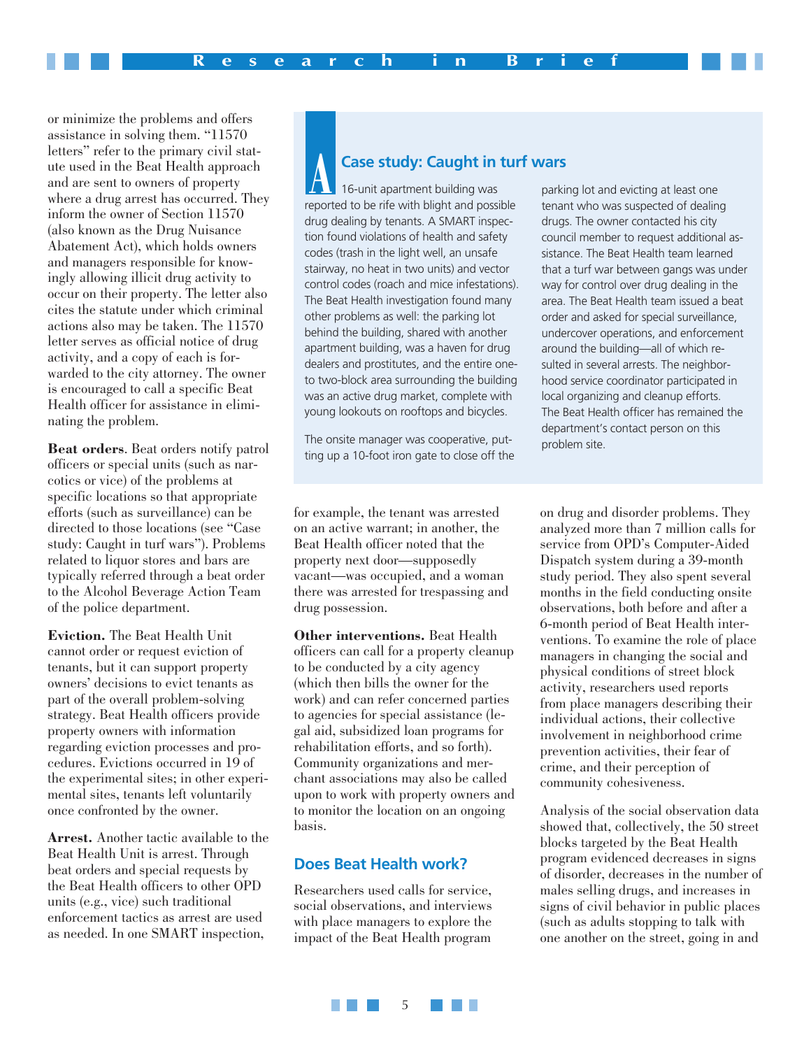or minimize the problems and offers assistance in solving them. "11570 letters" refer to the primary civil statute used in the Beat Health approach and are sent to owners of property where a drug arrest has occurred. They inform the owner of Section 11570 (also known as the Drug Nuisance Abatement Act), which holds owners and managers responsible for knowingly allowing illicit drug activity to occur on their property. The letter also cites the statute under which criminal actions also may be taken. The 11570 letter serves as official notice of drug activity, and a copy of each is forwarded to the city attorney. The owner is encouraged to call a specific Beat Health officer for assistance in eliminating the problem.

**Beat orders**. Beat orders notify patrol officers or special units (such as narcotics or vice) of the problems at specific locations so that appropriate efforts (such as surveillance) can be directed to those locations (see "Case study: Caught in turf wars"). Problems related to liquor stores and bars are typically referred through a beat order to the Alcohol Beverage Action Team of the police department.

**Eviction.** The Beat Health Unit cannot order or request eviction of tenants, but it can support property owners' decisions to evict tenants as part of the overall problem-solving strategy. Beat Health officers provide property owners with information regarding eviction processes and procedures. Evictions occurred in 19 of the experimental sites; in other experimental sites, tenants left voluntarily once confronted by the owner.

**Arrest.** Another tactic available to the Beat Health Unit is arrest. Through beat orders and special requests by the Beat Health officers to other OPD units (e.g., vice) such traditional enforcement tactics as arrest are used as needed. In one SMART inspection, for example, the tenant was arrested on an active warrant; in another, the Beat Health officer noted that the property next door—supposedly vacant—was occupied, and a woman there was arrested for trespassing and drug possession.

**Other interventions.** Beat Health officers can call for a property cleanup to be conducted by a city agency (which then bills the owner for the work) and can refer concerned parties to agencies for special assistance (legal aid, subsidized loan programs for rehabilitation efforts, and so forth). Community organizations and merchant associations may also be called upon to work with property owners and to monitor the location on an ongoing basis.

### Case study: Caught in turf wars

A 16-unit apartment building was reported to be rife with blight and possible drug dealing by tenants. A SMART inspection found violations of health and safety codes (trash in the light well, an unsafe stairway, no heat in two units) and vector control codes (roach and mice infestations). The Beat Health investigation found many other problems as well: the parking lot behind the building, shared with another apartment building, was a haven for drug dealers and prostitutes, and the entire one- to two-block area surrounding the building was an active drug market, complete with young lookouts on rooftops and bicycles.

The onsite manager was cooperative, putting up a 10-foot iron gate to close off the parking lot and evicting at least one tenant who was suspected of dealing drugs. The owner contacted his city council member to request additional assistance. The Beat Health team learned that a turf war between gangs was under way for control over drug dealing in the area. The Beat Health team issued a beat order and asked for special surveillance, undercover operations, and enforcement around the building—all of which resulted in several arrests. The neighborhood service coordinator participated in local organizing and cleanup efforts. The Beat Health officer has remained the department's contact person on this problem site.

## Does Beat Health work?

Researchers used calls for service, social observations, and interviews with place managers to explore the impact of the Beat Health program on drug and disorder problems. They analyzed more than 7 million calls for service from OPD's Computer-Aided Dispatch system during a 39-month study period. They also spent several months in the field conducting onsite observations, both before and after a 6-month period of Beat Health interventions. To examine the role of place managers in changing the social and physical conditions of street block activity, researchers used reports from place managers describing their individual actions, their collective involvement in neighborhood crime prevention activities, their fear of crime, and their perception of community cohesiveness.

Analysis of the social observation data showed that, collectively, the 50 street blocks targeted by the Beat Health program evidenced decreases in signs of disorder, decreases in the number of males selling drugs, and increases in signs of civil behavior in public places (such as adults stopping to talk with one another on the street, going in and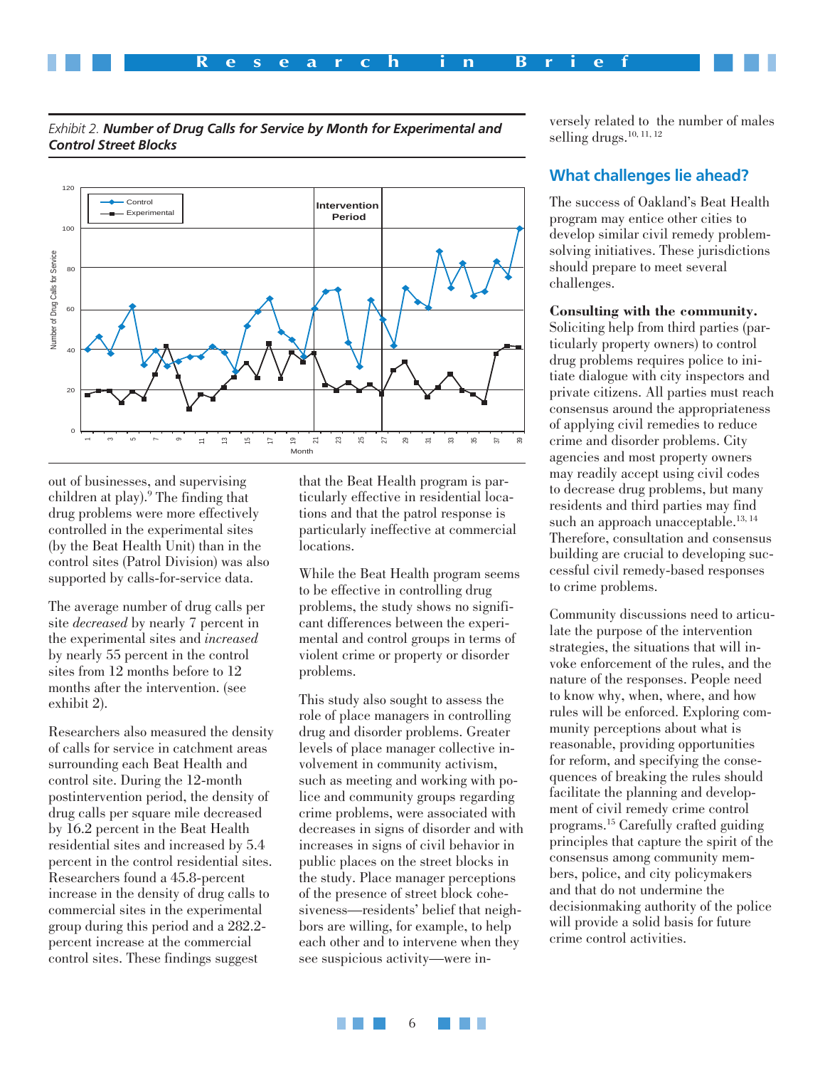*Exhibit 2.* ***Number of Drug Calls for Service by Month for Experimental and Control Street Blocks***

out of businesses, and supervising children at play).[9] The finding that drug problems were more effectively controlled in the experimental sites (by the Beat Health Unit) than in the control sites (Patrol Division) was also supported by calls-for-service data.

The average number of drug calls per site *decreased* by nearly 7 percent in the experimental sites and *increased* by nearly 55 percent in the control sites from 12 months before to 12 months after the intervention. (see exhibit 2).

Researchers also measured the density of calls for service in catchment areas surrounding each Beat Health and control site. During the 12-month postintervention period, the density of drug calls per square mile decreased by 16.2 percent in the Beat Health residential sites and increased by 5.4 percent in the control residential sites. Researchers found a 45.8-percent increase in the density of drug calls to commercial sites in the experimental group during this period and a 282.2-percent increase at the commercial control sites. These findings suggest that the Beat Health program is particularly effective in residential locations and that the patrol response is particularly ineffective at commercial locations.

While the Beat Health program seems to be effective in controlling drug problems, the study shows no significant differences between the experimental and control groups in terms of violent crime or property or disorder problems.

This study also sought to assess the role of place managers in controlling drug and disorder problems. Greater levels of place manager collective involvement in community activism, such as meeting and working with police and community groups regarding crime problems, were associated with decreases in signs of disorder and with increases in signs of civil behavior in public places on the street blocks in the study. Place manager perceptions of the presence of street block cohesiveness—residents' belief that neighbors are willing, for example, to help each other and to intervene when they see suspicious activity—were inversely related to the number of males selling drugs.[10, 11, 12]

## What challenges lie ahead?

The success of Oakland's Beat Health program may entice other cities to develop similar civil remedy problem-solving initiatives. These jurisdictions should prepare to meet several challenges.

**Consulting with the community.** Soliciting help from third parties (particularly property owners) to control drug problems requires police to initiate dialogue with city inspectors and private citizens. All parties must reach consensus around the appropriateness of applying civil remedies to reduce crime and disorder problems. City agencies and most property owners may readily accept using civil codes to decrease drug problems, but many residents and third parties may find such an approach unacceptable.[13, 14] Therefore, consultation and consensus building are crucial to developing successful civil remedy-based responses to crime problems.

Community discussions need to articulate the purpose of the intervention strategies, the situations that will invoke enforcement of the rules, and the nature of the responses. People need to know why, when, where, and how rules will be enforced. Exploring community perceptions about what is reasonable, providing opportunities for reform, and specifying the consequences of breaking the rules should facilitate the planning and development of civil remedy crime control programs.[15] Carefully crafted guiding principles that capture the spirit of the consensus among community members, police, and city policymakers and that do not undermine the decisionmaking authority of the police will provide a solid basis for future crime control activities.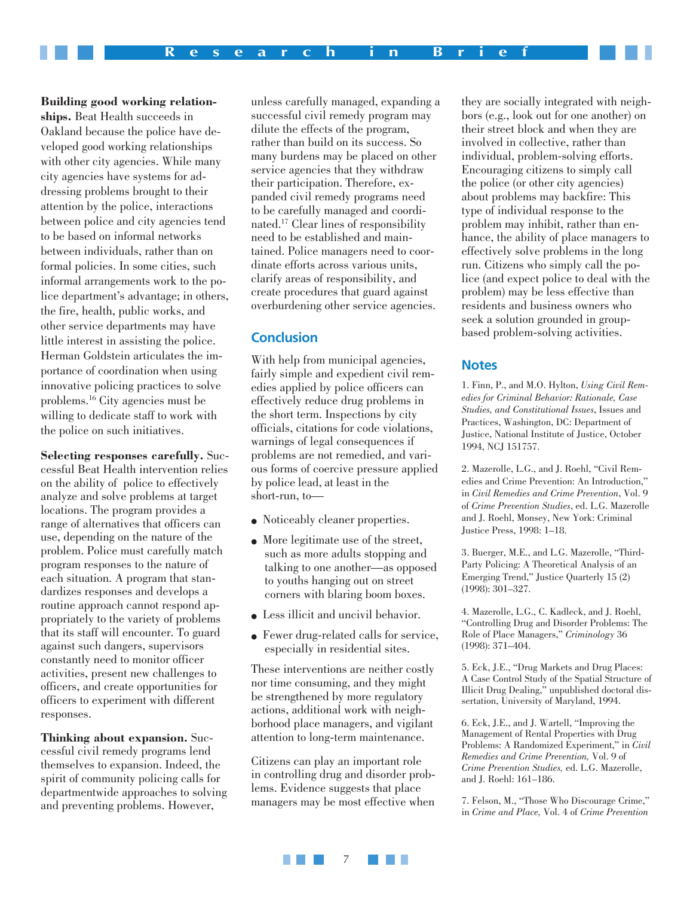**Building good working relationships.** Beat Health succeeds in Oakland because the police have developed good working relationships with other city agencies. While many city agencies have systems for addressing problems brought to their attention by the police, interactions between police and city agencies tend to be based on informal networks between individuals, rather than on formal policies. In some cities, such informal arrangements work to the police department's advantage; in others, the fire, health, public works, and other service departments may have little interest in assisting the police. Herman Goldstein articulates the importance of coordination when using innovative policing practices to solve problems.[16] City agencies must be willing to dedicate staff to work with the police on such initiatives.

**Selecting responses carefully.** Successful Beat Health intervention relies on the ability of police to effectively analyze and solve problems at target locations. The program provides a range of alternatives that officers can use, depending on the nature of the problem. Police must carefully match program responses to the nature of each situation. A program that standardizes responses and develops a routine approach cannot respond appropriately to the variety of problems that its staff will encounter. To guard against such dangers, supervisors constantly need to monitor officer activities, present new challenges to officers, and create opportunities for officers to experiment with different responses.

**Thinking about expansion.** Successful civil remedy programs lend themselves to expansion. Indeed, the spirit of community policing calls for departmentwide approaches to solving and preventing problems. However, unless carefully managed, expanding a successful civil remedy program may dilute the effects of the program, rather than build on its success. So many burdens may be placed on other service agencies that they withdraw their participation. Therefore, expanded civil remedy programs need to be carefully managed and coordinated.[17] Clear lines of responsibility need to be established and maintained. Police managers need to coordinate efforts across various units, clarify areas of responsibility, and create procedures that guard against overburdening other service agencies.

## Conclusion

With help from municipal agencies, fairly simple and expedient civil remedies applied by police officers can effectively reduce drug problems in the short term. Inspections by city officials, citations for code violations, warnings of legal consequences if problems are not remedied, and various forms of coercive pressure applied by police lead, at least in the short-run, to—

- Noticeably cleaner properties.
- More legitimate use of the street, such as more adults stopping and talking to one another—as opposed to youths hanging out on street corners with blaring boom boxes.
- Less illicit and uncivil behavior.
- Fewer drug-related calls for service, especially in residential sites.

These interventions are neither costly nor time consuming, and they might be strengthened by more regulatory actions, additional work with neighborhood place managers, and vigilant attention to long-term maintenance.

Citizens can play an important role in controlling drug and disorder problems. Evidence suggests that place managers may be most effective when they are socially integrated with neighbors (e.g., look out for one another) on their street block and when they are involved in collective, rather than individual, problem-solving efforts. Encouraging citizens to simply call the police (or other city agencies) about problems may backfire: This type of individual response to the problem may inhibit, rather than enhance, the ability of place managers to effectively solve problems in the long run. Citizens who simply call the police (and expect police to deal with the problem) may be less effective than residents and business owners who seek a solution grounded in group-based problem-solving activities.

## Notes

1. Finn, P., and M.O. Hylton, *Using Civil Remedies for Criminal Behavior: Rationale, Case Studies, and Constitutional Issues*, Issues and Practices, Washington, DC: Department of Justice, National Institute of Justice, October 1994, NCJ 151757.

2. Mazerolle, L.G., and J. Roehl, "Civil Remedies and Crime Prevention: An Introduction," in *Civil Remedies and Crime Prevention*, Vol. 9 of *Crime Prevention Studies*, ed. L.G. Mazerolle and J. Roehl, Monsey, New York: Criminal Justice Press, 1998: 1–18.

3. Buerger, M.E., and L.G. Mazerolle, "Third-Party Policing: A Theoretical Analysis of an Emerging Trend," Justice Quarterly 15 (2) (1998): 301–327.

4. Mazerolle, L.G., C. Kadleck, and J. Roehl, "Controlling Drug and Disorder Problems: The Role of Place Managers," *Criminology* 36 (1998): 371–404.

5. Eck, J.E., "Drug Markets and Drug Places: A Case Control Study of the Spatial Structure of Illicit Drug Dealing," unpublished doctoral dissertation, University of Maryland, 1994.

6. Eck, J.E., and J. Wartell, "Improving the Management of Rental Properties with Drug Problems: A Randomized Experiment," in *Civil Remedies and Crime Prevention,* Vol. 9 of *Crime Prevention Studies*, ed. L.G. Mazerolle, and J. Roehl: 161–186.

7. Felson, M., "Those Who Discourage Crime," in *Crime and Place,* Vol. 4 of *Crime Prevention*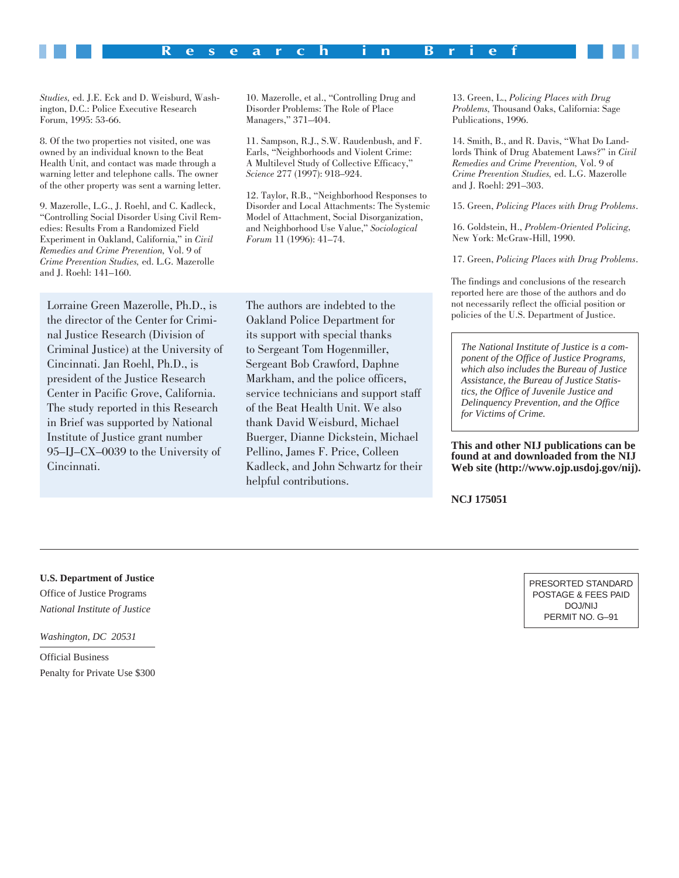*Studies,* ed. J.E. Eck and D. Weisburd, Washington, D.C.: Police Executive Research Forum, 1995: 53-66.

8. Of the two properties not visited, one was owned by an individual known to the Beat Health Unit, and contact was made through a warning letter and telephone calls. The owner of the other property was sent a warning letter.

9. Mazerolle, L.G., J. Roehl, and C. Kadleck, "Controlling Social Disorder Using Civil Remedies: Results From a Randomized Field Experiment in Oakland, California," in *Civil Remedies and Crime Prevention,* Vol. 9 of *Crime Prevention Studies,* ed. L.G. Mazerolle and J. Roehl: 141–160.

10. Mazerolle, et al., "Controlling Drug and Disorder Problems: The Role of Place Managers," 371–404.

11. Sampson, R.J., S.W. Raudenbush, and F. Earls, "Neighborhoods and Violent Crime: A Multilevel Study of Collective Efficacy," *Science* 277 (1997): 918–924.

12. Taylor, R.B., "Neighborhood Responses to Disorder and Local Attachments: The Systemic Model of Attachment, Social Disorganization, and Neighborhood Use Value," *Sociological Forum* 11 (1996): 41–74.

13. Green, L., *Policing Places with Drug Problems,* Thousand Oaks, California: Sage Publications, 1996.

14. Smith, B., and R. Davis, "What Do Landlords Think of Drug Abatement Laws?" in *Civil Remedies and Crime Prevention,* Vol. 9 of *Crime Prevention Studies,* ed. L.G. Mazerolle and J. Roehl: 291–303.

15. Green, *Policing Places with Drug Problems*.

16. Goldstein, H., *Problem-Oriented Policing,* New York: McGraw-Hill, 1990.

17. Green, *Policing Places with Drug Problems*.

Lorraine Green Mazerolle, Ph.D., is the director of the Center for Criminal Justice Research (Division of Criminal Justice) at the University of Cincinnati. Jan Roehl, Ph.D., is president of the Justice Research Center in Pacific Grove, California. The study reported in this Research in Brief was supported by National Institute of Justice grant number 95–IJ–CX–0039 to the University of Cincinnati.

The authors are indebted to the Oakland Police Department for its support with special thanks to Sergeant Tom Hogenmiller, Sergeant Bob Crawford, Daphne Markham, and the police officers, service technicians and support staff of the Beat Health Unit. We also thank David Weisburd, Michael Buerger, Dianne Dickstein, Michael Pellino, James F. Price, Colleen Kadleck, and John Schwartz for their helpful contributions.

The findings and conclusions of the research reported here are those of the authors and do not necessarily reflect the official position or policies of the U.S. Department of Justice.

*The National Institute of Justice is a component of the Office of Justice Programs, which also includes the Bureau of Justice Assistance, the Bureau of Justice Statistics, the Office of Juvenile Justice and Delinquency Prevention, and the Office for Victims of Crime.*

**This and other NIJ publications can be found at and downloaded from the NIJ Web site (http://www.ojp.usdoj.gov/nij).**

**NCJ 175051**

---

**U.S. Department of Justice**

Office of Justice Programs

*National Institute of Justice*

*Washington, DC 20531*

Official Business

Penalty for Private Use $300

PRESORTED STANDARD
POSTAGE & FEES PAID
DOJ/NIJ
PERMIT NO. G–91